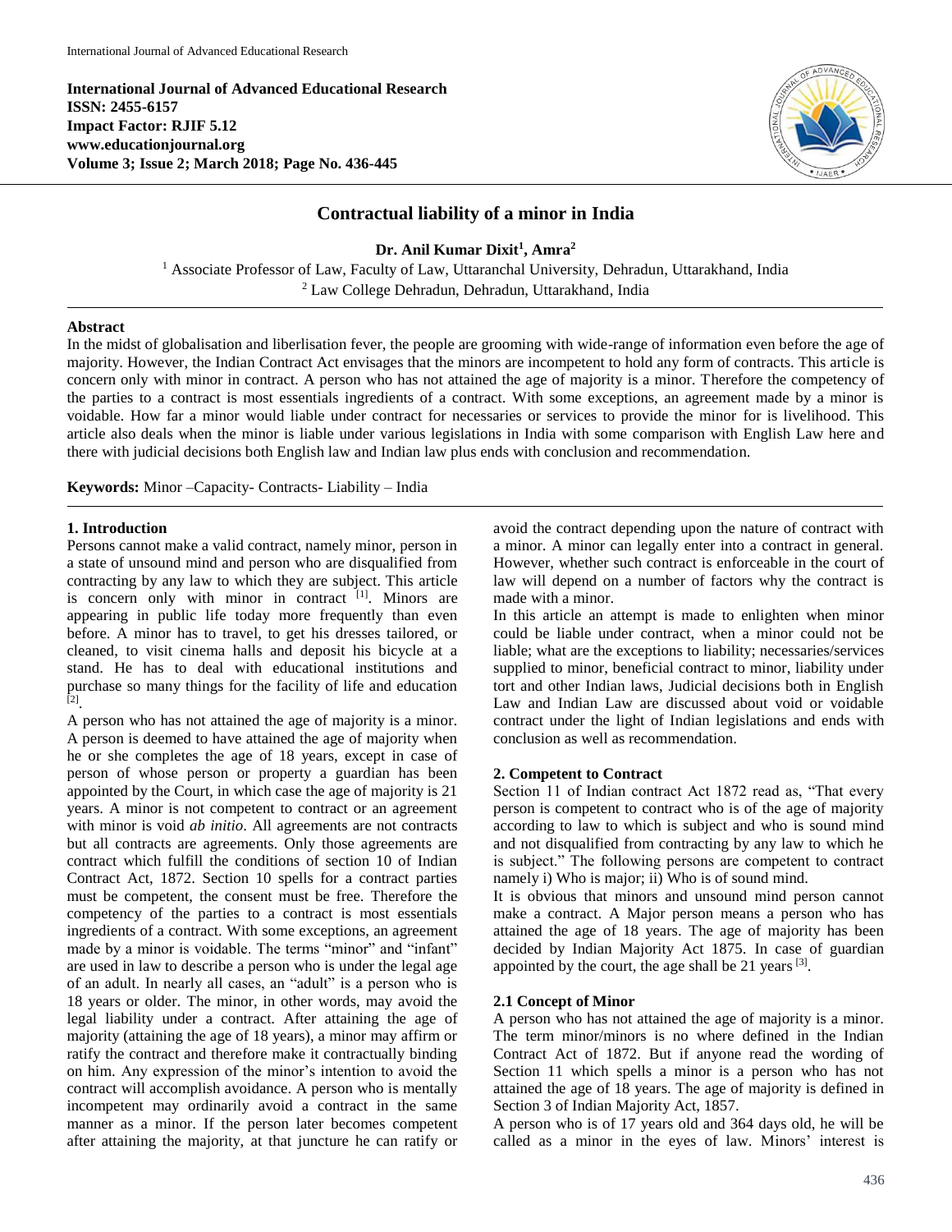# Contractual liability of a minor in India

**Dr. Anil Kumar Dixit[1], Amra[2]**

[1] Associate Professor of Law, Faculty of Law, Uttaranchal University, Dehradun, Uttarakhand, India
[2] Law College Dehradun, Dehradun, Uttarakhand, India

## Abstract

In the midst of globalisation and liberlisation fever, the people are grooming with wide-range of information even before the age of majority. However, the Indian Contract Act envisages that the minors are incompetent to hold any form of contracts. This article is concern only with minor in contract. A person who has not attained the age of majority is a minor. Therefore the competency of the parties to a contract is most essentials ingredients of a contract. With some exceptions, an agreement made by a minor is voidable. How far a minor would liable under contract for necessaries or services to provide the minor for is livelihood. This article also deals when the minor is liable under various legislations in India with some comparison with English Law here and there with judicial decisions both English law and Indian law plus ends with conclusion and recommendation.

**Keywords:** Minor –Capacity- Contracts- Liability – India

## 1. Introduction

Persons cannot make a valid contract, namely minor, person in a state of unsound mind and person who are disqualified from contracting by any law to which they are subject. This article is concern only with minor in contract [1]. Minors are appearing in public life today more frequently than even before. A minor has to travel, to get his dresses tailored, or cleaned, to visit cinema halls and deposit his bicycle at a stand. He has to deal with educational institutions and purchase so many things for the facility of life and education [2].

A person who has not attained the age of majority is a minor. A person is deemed to have attained the age of majority when he or she completes the age of 18 years, except in case of person of whose person or property a guardian has been appointed by the Court, in which case the age of majority is 21 years. A minor is not competent to contract or an agreement with minor is void *ab initio*. All agreements are not contracts but all contracts are agreements. Only those agreements are contract which fulfill the conditions of section 10 of Indian Contract Act, 1872. Section 10 spells for a contract parties must be competent, the consent must be free. Therefore the competency of the parties to a contract is most essentials ingredients of a contract. With some exceptions, an agreement made by a minor is voidable. The terms "minor" and "infant" are used in law to describe a person who is under the legal age of an adult. In nearly all cases, an "adult" is a person who is 18 years or older. The minor, in other words, may avoid the legal liability under a contract. After attaining the age of majority (attaining the age of 18 years), a minor may affirm or ratify the contract and therefore make it contractually binding on him. Any expression of the minor's intention to avoid the contract will accomplish avoidance. A person who is mentally incompetent may ordinarily avoid a contract in the same manner as a minor. If the person later becomes competent after attaining the majority, at that juncture he can ratify or avoid the contract depending upon the nature of contract with a minor. A minor can legally enter into a contract in general. However, whether such contract is enforceable in the court of law will depend on a number of factors why the contract is made with a minor.

In this article an attempt is made to enlighten when minor could be liable under contract, when a minor could not be liable; what are the exceptions to liability; necessaries/services supplied to minor, beneficial contract to minor, liability under tort and other Indian laws, Judicial decisions both in English Law and Indian Law are discussed about void or voidable contract under the light of Indian legislations and ends with conclusion as well as recommendation.

## 2. Competent to Contract

Section 11 of Indian contract Act 1872 read as, "That every person is competent to contract who is of the age of majority according to law to which is subject and who is sound mind and not disqualified from contracting by any law to which he is subject." The following persons are competent to contract namely i) Who is major; ii) Who is of sound mind.

It is obvious that minors and unsound mind person cannot make a contract. A Major person means a person who has attained the age of 18 years. The age of majority has been decided by Indian Majority Act 1875. In case of guardian appointed by the court, the age shall be 21 years [3].

### 2.1 Concept of Minor

A person who has not attained the age of majority is a minor. The term minor/minors is no where defined in the Indian Contract Act of 1872. But if anyone read the wording of Section 11 which spells a minor is a person who has not attained the age of 18 years. The age of majority is defined in Section 3 of Indian Majority Act, 1857.

A person who is of 17 years old and 364 days old, he will be called as a minor in the eyes of law. Minors' interest is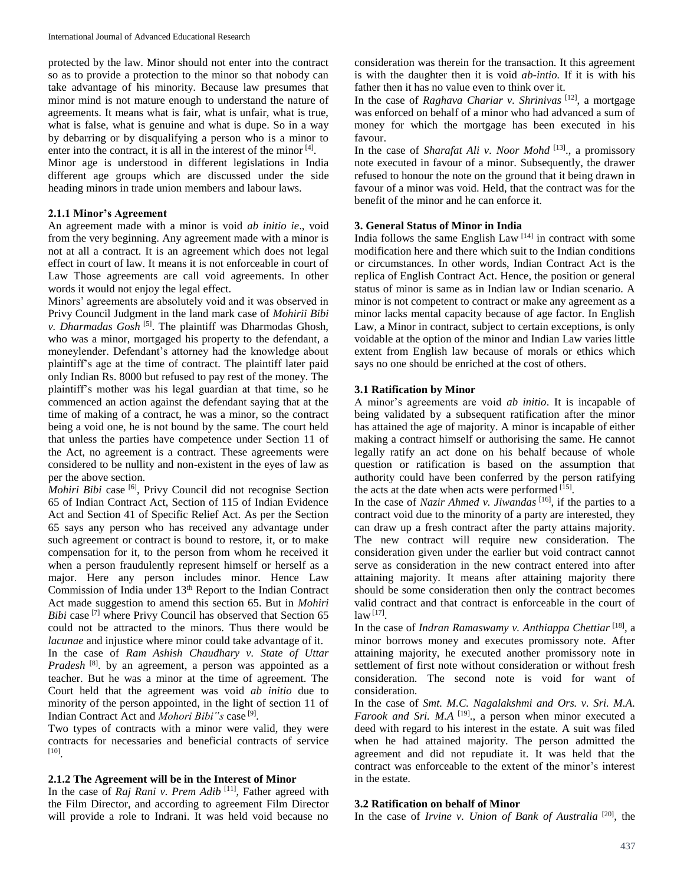protected by the law. Minor should not enter into the contract so as to provide a protection to the minor so that nobody can take advantage of his minority. Because law presumes that minor mind is not mature enough to understand the nature of agreements. It means what is fair, what is unfair, what is true, what is false, what is genuine and what is dupe. So in a way by debarring or by disqualifying a person who is a minor to enter into the contract, it is all in the interest of the minor [4].

Minor age is understood in different legislations in India different age groups which are discussed under the side heading minors in trade union members and labour laws.

### 2.1.1 Minor's Agreement

An agreement made with a minor is void *ab initio ie*., void from the very beginning. Any agreement made with a minor is not at all a contract. It is an agreement which does not legal effect in court of law. It means it is not enforceable in court of Law Those agreements are call void agreements. In other words it would not enjoy the legal effect.

Minors' agreements are absolutely void and it was observed in Privy Council Judgment in the land mark case of *Mohirii Bibi v. Dharmadas Gosh* [5]. The plaintiff was Dharmodas Ghosh, who was a minor, mortgaged his property to the defendant, a moneylender. Defendant's attorney had the knowledge about plaintiff's age at the time of contract. The plaintiff later paid only Indian Rs. 8000 but refused to pay rest of the money. The plaintiff's mother was his legal guardian at that time, so he commenced an action against the defendant saying that at the time of making of a contract, he was a minor, so the contract being a void one, he is not bound by the same. The court held that unless the parties have competence under Section 11 of the Act, no agreement is a contract. These agreements were considered to be nullity and non-existent in the eyes of law as per the above section.

*Mohiri Bibi* case [6], Privy Council did not recognise Section 65 of Indian Contract Act, Section of 115 of Indian Evidence Act and Section 41 of Specific Relief Act. As per the Section 65 says any person who has received any advantage under such agreement or contract is bound to restore, it, or to make compensation for it, to the person from whom he received it when a person fraudulently represent himself or herself as a major. Here any person includes minor. Hence Law Commission of India under 13th Report to the Indian Contract Act made suggestion to amend this section 65. But in *Mohiri Bibi* case [7] where Privy Council has observed that Section 65 could not be attracted to the minors. Thus there would be *lacunae* and injustice where minor could take advantage of it.

In the case of *Ram Ashish Chaudhary v. State of Uttar Pradesh* [8]. by an agreement, a person was appointed as a teacher. But he was a minor at the time of agreement. The Court held that the agreement was void *ab initio* due to minority of the person appointed, in the light of section 11 of Indian Contract Act and *Mohori Bibi"s* case [9].

Two types of contracts with a minor were valid, they were contracts for necessaries and beneficial contracts of service [10].

### 2.1.2 The Agreement will be in the Interest of Minor

In the case of *Raj Rani v. Prem Adib* [11], Father agreed with the Film Director, and according to agreement Film Director will provide a role to Indrani. It was held void because no consideration was therein for the transaction. It this agreement is with the daughter then it is void *ab-intio.* If it is with his father then it has no value even to think over it.

In the case of *Raghava Chariar v. Shrinivas* [12], a mortgage was enforced on behalf of a minor who had advanced a sum of money for which the mortgage has been executed in his favour.

In the case of *Sharafat Ali v. Noor Mohd* [13]., a promissory note executed in favour of a minor. Subsequently, the drawer refused to honour the note on the ground that it being drawn in favour of a minor was void. Held, that the contract was for the benefit of the minor and he can enforce it.

## 3. General Status of Minor in India

India follows the same English Law [14] in contract with some modification here and there which suit to the Indian conditions or circumstances. In other words, Indian Contract Act is the replica of English Contract Act. Hence, the position or general status of minor is same as in Indian law or Indian scenario. A minor is not competent to contract or make any agreement as a minor lacks mental capacity because of age factor. In English Law, a Minor in contract, subject to certain exceptions, is only voidable at the option of the minor and Indian Law varies little extent from English law because of morals or ethics which says no one should be enriched at the cost of others.

### 3.1 Ratification by Minor

A minor's agreements are void *ab initio*. It is incapable of being validated by a subsequent ratification after the minor has attained the age of majority. A minor is incapable of either making a contract himself or authorising the same. He cannot legally ratify an act done on his behalf because of whole question or ratification is based on the assumption that authority could have been conferred by the person ratifying the acts at the date when acts were performed [15].

In the case of *Nazir Ahmed v. Jiwandas* [16], if the parties to a contract void due to the minority of a party are interested, they can draw up a fresh contract after the party attains majority. The new contract will require new consideration. The consideration given under the earlier but void contract cannot serve as consideration in the new contract entered into after attaining majority. It means after attaining majority there should be some consideration then only the contract becomes valid contract and that contract is enforceable in the court of law [17].

In the case of *Indran Ramaswamy v. Anthiappa Chettiar* [18], a minor borrows money and executes promissory note. After attaining majority, he executed another promissory note in settlement of first note without consideration or without fresh consideration. The second note is void for want of consideration.

In the case of *Smt. M.C. Nagalakshmi and Ors. v. Sri. M.A. Farook and Sri. M.A* [19]., a person when minor executed a deed with regard to his interest in the estate. A suit was filed when he had attained majority. The person admitted the agreement and did not repudiate it. It was held that the contract was enforceable to the extent of the minor's interest in the estate.

### 3.2 Ratification on behalf of Minor

In the case of *Irvine v. Union of Bank of Australia* [20], the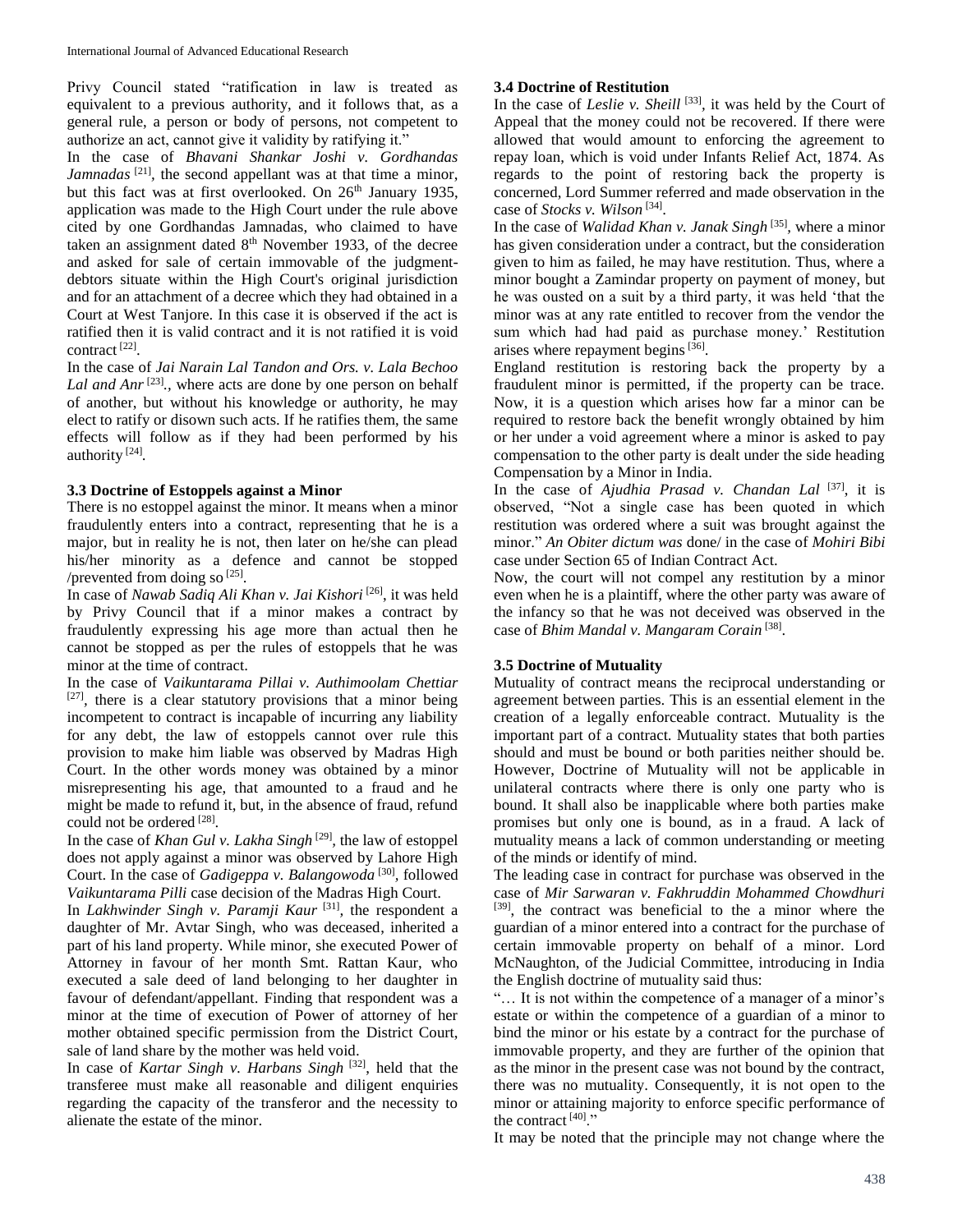Privy Council stated "ratification in law is treated as equivalent to a previous authority, and it follows that, as a general rule, a person or body of persons, not competent to authorize an act, cannot give it validity by ratifying it."

In the case of *Bhavani Shankar Joshi v. Gordhandas Jamnadas* [21], the second appellant was at that time a minor, but this fact was at first overlooked. On 26th January 1935, application was made to the High Court under the rule above cited by one Gordhandas Jamnadas, who claimed to have taken an assignment dated 8th November 1933, of the decree and asked for sale of certain immovable of the judgment-debtors situate within the High Court's original jurisdiction and for an attachment of a decree which they had obtained in a Court at West Tanjore. In this case it is observed if the act is ratified then it is valid contract and it is not ratified it is void contract [22].

In the case of *Jai Narain Lal Tandon and Ors. v. Lala Bechoo Lal and Anr* [23]., where acts are done by one person on behalf of another, but without his knowledge or authority, he may elect to ratify or disown such acts. If he ratifies them, the same effects will follow as if they had been performed by his authority [24].

### 3.3 Doctrine of Estoppels against a Minor

There is no estoppel against the minor. It means when a minor fraudulently enters into a contract, representing that he is a major, but in reality he is not, then later on he/she can plead his/her minority as a defence and cannot be stopped /prevented from doing so [25].

In case of *Nawab Sadiq Ali Khan v. Jai Kishori* [26], it was held by Privy Council that if a minor makes a contract by fraudulently expressing his age more than actual then he cannot be stopped as per the rules of estoppels that he was minor at the time of contract.

In the case of *Vaikuntarama Pillai v. Authimoolam Chettiar* [27], there is a clear statutory provisions that a minor being incompetent to contract is incapable of incurring any liability for any debt, the law of estoppels cannot over rule this provision to make him liable was observed by Madras High Court. In the other words money was obtained by a minor misrepresenting his age, that amounted to a fraud and he might be made to refund it, but, in the absence of fraud, refund could not be ordered [28].

In the case of *Khan Gul v. Lakha Singh* [29], the law of estoppel does not apply against a minor was observed by Lahore High Court. In the case of *Gadigeppa v. Balangowoda* [30], followed *Vaikuntarama Pilli* case decision of the Madras High Court.

In *Lakhwinder Singh v. Paramji Kaur* [31], the respondent a daughter of Mr. Avtar Singh, who was deceased, inherited a part of his land property. While minor, she executed Power of Attorney in favour of her month Smt. Rattan Kaur, who executed a sale deed of land belonging to her daughter in favour of defendant/appellant. Finding that respondent was a minor at the time of execution of Power of attorney of her mother obtained specific permission from the District Court, sale of land share by the mother was held void.

In case of *Kartar Singh v. Harbans Singh* [32], held that the transferee must make all reasonable and diligent enquiries regarding the capacity of the transferor and the necessity to alienate the estate of the minor.

### 3.4 Doctrine of Restitution

In the case of *Leslie v. Sheill* [33], it was held by the Court of Appeal that the money could not be recovered. If there were allowed that would amount to enforcing the agreement to repay loan, which is void under Infants Relief Act, 1874. As regards to the point of restoring back the property is concerned, Lord Summer referred and made observation in the case of *Stocks v. Wilson* [34].

In the case of *Walidad Khan v. Janak Singh* [35], where a minor has given consideration under a contract, but the consideration given to him as failed, he may have restitution. Thus, where a minor bought a Zamindar property on payment of money, but he was ousted on a suit by a third party, it was held 'that the minor was at any rate entitled to recover from the vendor the sum which had had paid as purchase money.' Restitution arises where repayment begins [36].

England restitution is restoring back the property by a fraudulent minor is permitted, if the property can be trace. Now, it is a question which arises how far a minor can be required to restore back the benefit wrongly obtained by him or her under a void agreement where a minor is asked to pay compensation to the other party is dealt under the side heading Compensation by a Minor in India.

In the case of *Ajudhia Prasad v. Chandan Lal* [37], it is observed, "Not a single case has been quoted in which restitution was ordered where a suit was brought against the minor." *An Obiter dictum was* done/ in the case of *Mohiri Bibi* case under Section 65 of Indian Contract Act.

Now, the court will not compel any restitution by a minor even when he is a plaintiff, where the other party was aware of the infancy so that he was not deceived was observed in the case of *Bhim Mandal v. Mangaram Corain* [38].

### 3.5 Doctrine of Mutuality

Mutuality of contract means the reciprocal understanding or agreement between parties. This is an essential element in the creation of a legally enforceable contract. Mutuality is the important part of a contract. Mutuality states that both parties should and must be bound or both parities neither should be. However, Doctrine of Mutuality will not be applicable in unilateral contracts where there is only one party who is bound. It shall also be inapplicable where both parties make promises but only one is bound, as in a fraud. A lack of mutuality means a lack of common understanding or meeting of the minds or identify of mind.

The leading case in contract for purchase was observed in the case of *Mir Sarwaran v. Fakhruddin Mohammed Chowdhuri* [39], the contract was beneficial to the a minor where the guardian of a minor entered into a contract for the purchase of certain immovable property on behalf of a minor. Lord McNaughton, of the Judicial Committee, introducing in India the English doctrine of mutuality said thus:

"… It is not within the competence of a manager of a minor's estate or within the competence of a guardian of a minor to bind the minor or his estate by a contract for the purchase of immovable property, and they are further of the opinion that as the minor in the present case was not bound by the contract, there was no mutuality. Consequently, it is not open to the minor or attaining majority to enforce specific performance of the contract [40]."

It may be noted that the principle may not change where the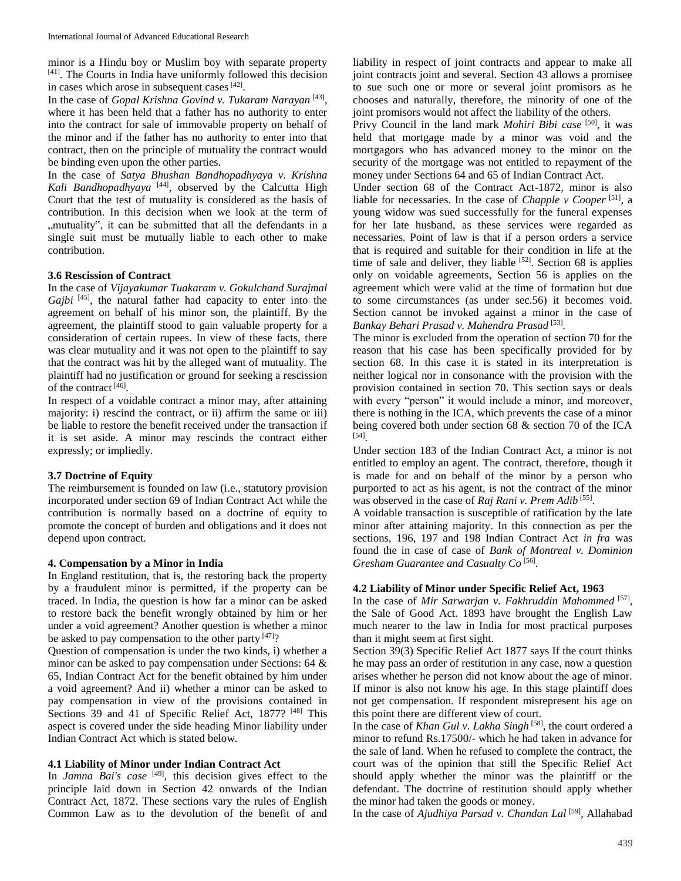minor is a Hindu boy or Muslim boy with separate property [41]. The Courts in India have uniformly followed this decision in cases which arose in subsequent cases [42].

In the case of *Gopal Krishna Govind v. Tukaram Narayan* [43], where it has been held that a father has no authority to enter into the contract for sale of immovable property on behalf of the minor and if the father has no authority to enter into that contract, then on the principle of mutuality the contract would be binding even upon the other parties.

In the case of *Satya Bhushan Bandhopadhyaya v. Krishna Kali Bandhopadhyaya* [44], observed by the Calcutta High Court that the test of mutuality is considered as the basis of contribution. In this decision when we look at the term of „mutuality", it can be submitted that all the defendants in a single suit must be mutually liable to each other to make contribution.

### 3.6 Rescission of Contract

In the case of *Vijayakumar Tuakaram v. Gokulchand Surajmal Gajbi* [45], the natural father had capacity to enter into the agreement on behalf of his minor son, the plaintiff. By the agreement, the plaintiff stood to gain valuable property for a consideration of certain rupees. In view of these facts, there was clear mutuality and it was not open to the plaintiff to say that the contract was hit by the alleged want of mutuality. The plaintiff had no justification or ground for seeking a rescission of the contract [46].

In respect of a voidable contract a minor may, after attaining majority: i) rescind the contract, or ii) affirm the same or iii) be liable to restore the benefit received under the transaction if it is set aside. A minor may rescinds the contract either expressly; or impliedly.

### 3.7 Doctrine of Equity

The reimbursement is founded on law (i.e., statutory provision incorporated under section 69 of Indian Contract Act while the contribution is normally based on a doctrine of equity to promote the concept of burden and obligations and it does not depend upon contract.

## 4. Compensation by a Minor in India

In England restitution, that is, the restoring back the property by a fraudulent minor is permitted, if the property can be traced. In India, the question is how far a minor can be asked to restore back the benefit wrongly obtained by him or her under a void agreement? Another question is whether a minor be asked to pay compensation to the other party [47]?

Question of compensation is under the two kinds, i) whether a minor can be asked to pay compensation under Sections: 64 & 65, Indian Contract Act for the benefit obtained by him under a void agreement? And ii) whether a minor can be asked to pay compensation in view of the provisions contained in Sections 39 and 41 of Specific Relief Act, 1877? [48] This aspect is covered under the side heading Minor liability under Indian Contract Act which is stated below.

### 4.1 Liability of Minor under Indian Contract Act

In *Jamna Bai's case* [49], this decision gives effect to the principle laid down in Section 42 onwards of the Indian Contract Act, 1872. These sections vary the rules of English Common Law as to the devolution of the benefit of and liability in respect of joint contracts and appear to make all joint contracts joint and several. Section 43 allows a promisee to sue such one or more or several joint promisors as he chooses and naturally, therefore, the minority of one of the joint promisors would not affect the liability of the others.

Privy Council in the land mark *Mohiri Bibi case* [50], it was held that mortgage made by a minor was void and the mortgagors who has advanced money to the minor on the security of the mortgage was not entitled to repayment of the money under Sections 64 and 65 of Indian Contract Act.

Under section 68 of the Contract Act-1872, minor is also liable for necessaries. In the case of *Chapple v Cooper* [51], a young widow was sued successfully for the funeral expenses for her late husband, as these services were regarded as necessaries. Point of law is that if a person orders a service that is required and suitable for their condition in life at the time of sale and deliver, they liable [52]. Section 68 is applies only on voidable agreements, Section 56 is applies on the agreement which were valid at the time of formation but due to some circumstances (as under sec.56) it becomes void. Section cannot be invoked against a minor in the case of *Bankay Behari Prasad v. Mahendra Prasad* [53].

The minor is excluded from the operation of section 70 for the reason that his case has been specifically provided for by section 68. In this case it is stated in its interpretation is neither logical nor in consonance with the provision with the provision contained in section 70. This section says or deals with every "person" it would include a minor, and moreover, there is nothing in the ICA, which prevents the case of a minor being covered both under section 68 & section 70 of the ICA [54].

Under section 183 of the Indian Contract Act, a minor is not entitled to employ an agent. The contract, therefore, though it is made for and on behalf of the minor by a person who purported to act as his agent, is not the contract of the minor was observed in the case of *Raj Rani v. Prem Adib* [55].

A voidable transaction is susceptible of ratification by the late minor after attaining majority. In this connection as per the sections, 196, 197 and 198 Indian Contract Act *in fra* was found the in case of case of *Bank of Montreal v. Dominion Gresham Guarantee and Casualty Co* [56].

### 4.2 Liability of Minor under Specific Relief Act, 1963

In the case of *Mir Sarwarjan v. Fakhruddin Mahommed* [57], the Sale of Good Act. 1893 have brought the English Law much nearer to the law in India for most practical purposes than it might seem at first sight.

Section 39(3) Specific Relief Act 1877 says If the court thinks he may pass an order of restitution in any case, now a question arises whether he person did not know about the age of minor. If minor is also not know his age. In this stage plaintiff does not get compensation. If respondent misrepresent his age on this point there are different view of court.

In the case of *Khan Gul v. Lakha Singh* [58], the court ordered a minor to refund Rs.17500/- which he had taken in advance for the sale of land. When he refused to complete the contract, the court was of the opinion that still the Specific Relief Act should apply whether the minor was the plaintiff or the defendant. The doctrine of restitution should apply whether the minor had taken the goods or money.

In the case of *Ajudhiya Parsad v. Chandan Lal* [59], Allahabad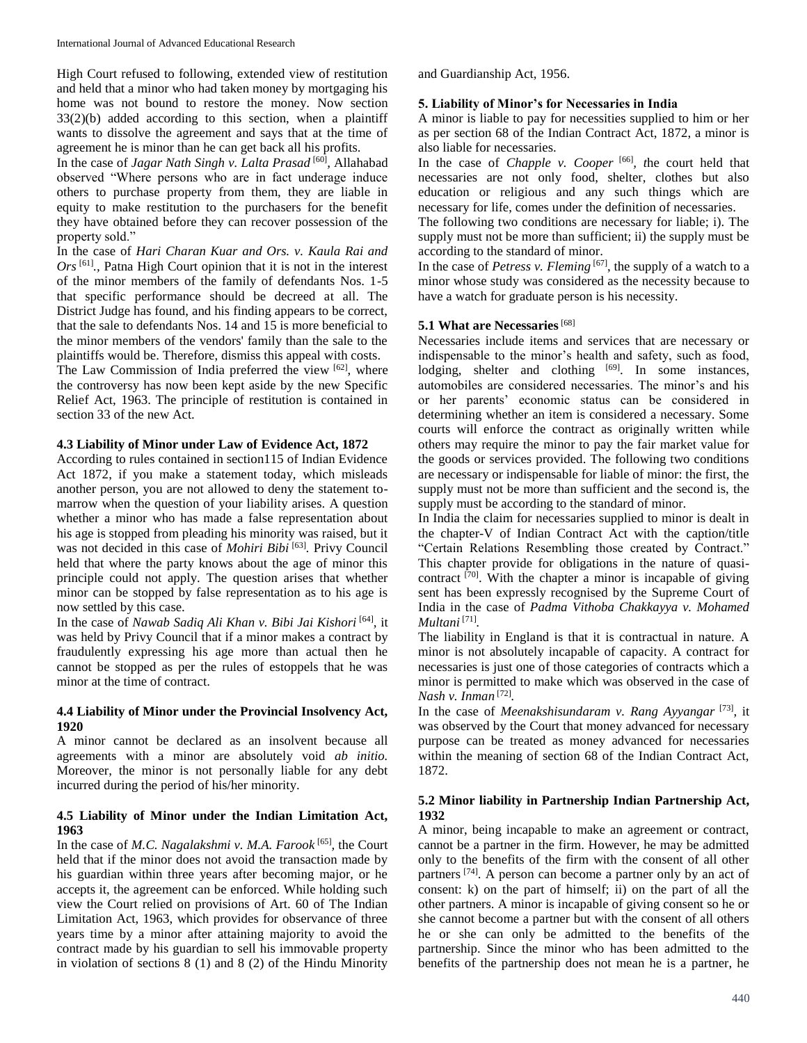High Court refused to following, extended view of restitution and held that a minor who had taken money by mortgaging his home was not bound to restore the money. Now section 33(2)(b) added according to this section, when a plaintiff wants to dissolve the agreement and says that at the time of agreement he is minor than he can get back all his profits.

In the case of *Jagar Nath Singh v. Lalta Prasad* [60], Allahabad observed "Where persons who are in fact underage induce others to purchase property from them, they are liable in equity to make restitution to the purchasers for the benefit they have obtained before they can recover possession of the property sold."

In the case of *Hari Charan Kuar and Ors. v. Kaula Rai and Ors* [61]., Patna High Court opinion that it is not in the interest of the minor members of the family of defendants Nos. 1-5 that specific performance should be decreed at all. The District Judge has found, and his finding appears to be correct, that the sale to defendants Nos. 14 and 15 is more beneficial to the minor members of the vendors' family than the sale to the plaintiffs would be. Therefore, dismiss this appeal with costs.

The Law Commission of India preferred the view [62], where the controversy has now been kept aside by the new Specific Relief Act, 1963. The principle of restitution is contained in section 33 of the new Act.

### 4.3 Liability of Minor under Law of Evidence Act, 1872

According to rules contained in section115 of Indian Evidence Act 1872, if you make a statement today, which misleads another person, you are not allowed to deny the statement to-marrow when the question of your liability arises. A question whether a minor who has made a false representation about his age is stopped from pleading his minority was raised, but it was not decided in this case of *Mohiri Bibi* [63]. Privy Council held that where the party knows about the age of minor this principle could not apply. The question arises that whether minor can be stopped by false representation as to his age is now settled by this case.

In the case of *Nawab Sadiq Ali Khan v. Bibi Jai Kishori* [64], it was held by Privy Council that if a minor makes a contract by fraudulently expressing his age more than actual then he cannot be stopped as per the rules of estoppels that he was minor at the time of contract.

### 4.4 Liability of Minor under the Provincial Insolvency Act, 1920

A minor cannot be declared as an insolvent because all agreements with a minor are absolutely void *ab initio.* Moreover, the minor is not personally liable for any debt incurred during the period of his/her minority.

### 4.5 Liability of Minor under the Indian Limitation Act, 1963

In the case of *M.C. Nagalakshmi v. M.A. Farook* [65], the Court held that if the minor does not avoid the transaction made by his guardian within three years after becoming major, or he accepts it, the agreement can be enforced. While holding such view the Court relied on provisions of Art. 60 of The Indian Limitation Act, 1963, which provides for observance of three years time by a minor after attaining majority to avoid the contract made by his guardian to sell his immovable property in violation of sections 8 (1) and 8 (2) of the Hindu Minority and Guardianship Act, 1956.

## 5. Liability of Minor's for Necessaries in India

A minor is liable to pay for necessities supplied to him or her as per section 68 of the Indian Contract Act, 1872, a minor is also liable for necessaries.

In the case of *Chapple v. Cooper* [66], *t*he court held that necessaries are not only food, shelter, clothes but also education or religious and any such things which are necessary for life, comes under the definition of necessaries.

The following two conditions are necessary for liable; i). The supply must not be more than sufficient; ii) the supply must be according to the standard of minor.

In the case of *Petress v. Fleming* [67], the supply of a watch to a minor whose study was considered as the necessity because to have a watch for graduate person is his necessity.

### 5.1 What are Necessaries [68]

Necessaries include items and services that are necessary or indispensable to the minor's health and safety, such as food, lodging, shelter and clothing [69]. In some instances, automobiles are considered necessaries. The minor's and his or her parents' economic status can be considered in determining whether an item is considered a necessary. Some courts will enforce the contract as originally written while others may require the minor to pay the fair market value for the goods or services provided. The following two conditions are necessary or indispensable for liable of minor: the first, the supply must not be more than sufficient and the second is, the supply must be according to the standard of minor.

In India the claim for necessaries supplied to minor is dealt in the chapter-V of Indian Contract Act with the caption/title "Certain Relations Resembling those created by Contract." This chapter provide for obligations in the nature of quasi-contract [70]. With the chapter a minor is incapable of giving sent has been expressly recognised by the Supreme Court of India in the case of *Padma Vithoba Chakkayya v. Mohamed Multani* [71].

The liability in England is that it is contractual in nature. A minor is not absolutely incapable of capacity. A contract for necessaries is just one of those categories of contracts which a minor is permitted to make which was observed in the case of *Nash v. Inman* [72].

In the case of *Meenakshisundaram v. Rang Ayyangar* [73], it was observed by the Court that money advanced for necessary purpose can be treated as money advanced for necessaries within the meaning of section 68 of the Indian Contract Act, 1872.

### 5.2 Minor liability in Partnership Indian Partnership Act, 1932

A minor, being incapable to make an agreement or contract, cannot be a partner in the firm. However, he may be admitted only to the benefits of the firm with the consent of all other partners [74]. A person can become a partner only by an act of consent: k) on the part of himself; ii) on the part of all the other partners. A minor is incapable of giving consent so he or she cannot become a partner but with the consent of all others he or she can only be admitted to the benefits of the partnership. Since the minor who has been admitted to the benefits of the partnership does not mean he is a partner, he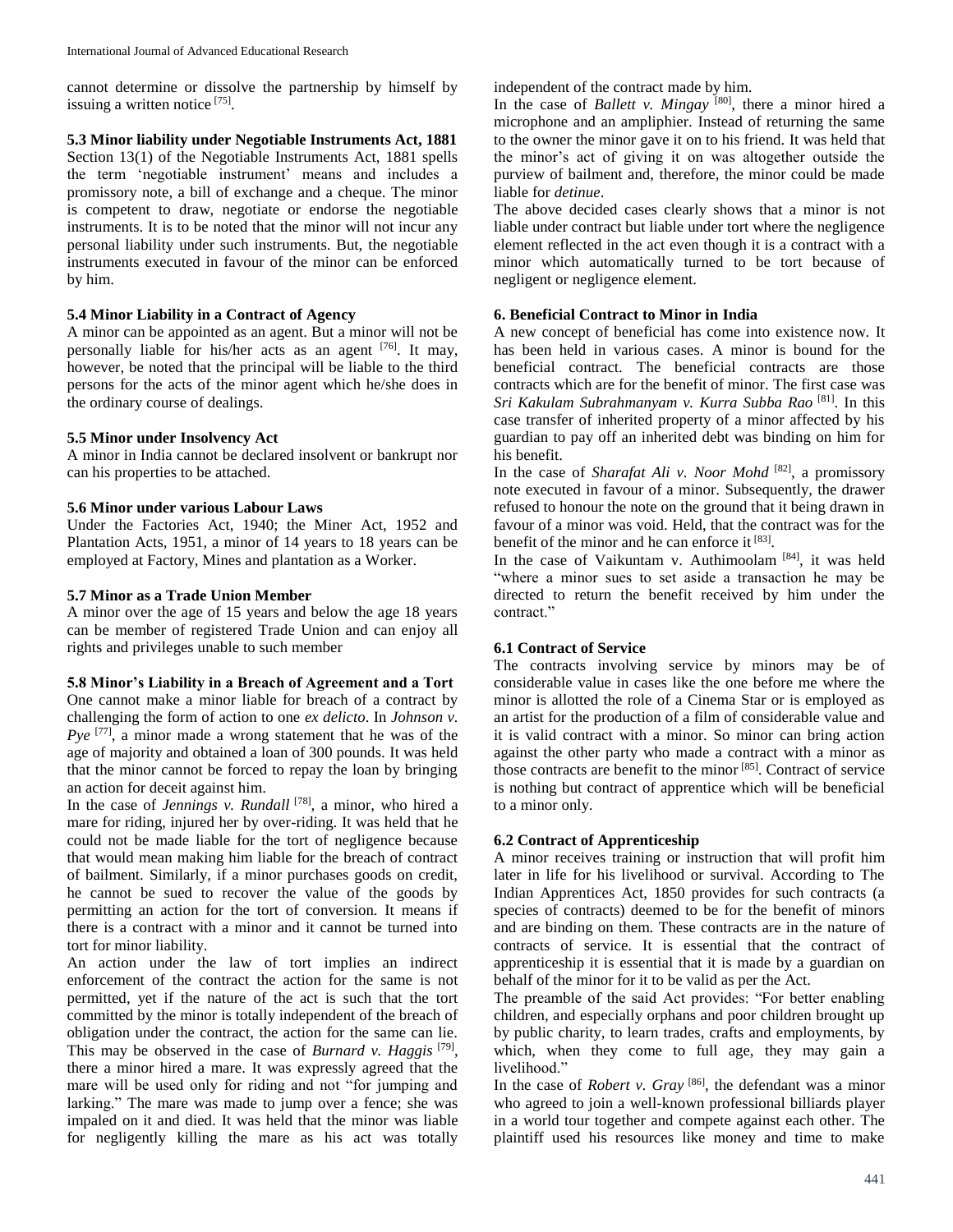cannot determine or dissolve the partnership by himself by issuing a written notice [75].

### 5.3 Minor liability under Negotiable Instruments Act, 1881

Section 13(1) of the Negotiable Instruments Act, 1881 spells the term 'negotiable instrument' means and includes a promissory note, a bill of exchange and a cheque. The minor is competent to draw, negotiate or endorse the negotiable instruments. It is to be noted that the minor will not incur any personal liability under such instruments. But, the negotiable instruments executed in favour of the minor can be enforced by him.

### 5.4 Minor Liability in a Contract of Agency

A minor can be appointed as an agent. But a minor will not be personally liable for his/her acts as an agent [76]. It may, however, be noted that the principal will be liable to the third persons for the acts of the minor agent which he/she does in the ordinary course of dealings.

### 5.5 Minor under Insolvency Act

A minor in India cannot be declared insolvent or bankrupt nor can his properties to be attached.

### 5.6 Minor under various Labour Laws

Under the Factories Act, 1940; the Miner Act, 1952 and Plantation Acts, 1951, a minor of 14 years to 18 years can be employed at Factory, Mines and plantation as a Worker.

### 5.7 Minor as a Trade Union Member

A minor over the age of 15 years and below the age 18 years can be member of registered Trade Union and can enjoy all rights and privileges unable to such member

### 5.8 Minor's Liability in a Breach of Agreement and a Tort

One cannot make a minor liable for breach of a contract by challenging the form of action to one *ex delicto*. In *Johnson v. Pye* [77], a minor made a wrong statement that he was of the age of majority and obtained a loan of 300 pounds. It was held that the minor cannot be forced to repay the loan by bringing an action for deceit against him.

In the case of *Jennings v. Rundall* [78], a minor, who hired a mare for riding, injured her by over-riding. It was held that he could not be made liable for the tort of negligence because that would mean making him liable for the breach of contract of bailment. Similarly, if a minor purchases goods on credit, he cannot be sued to recover the value of the goods by permitting an action for the tort of conversion. It means if there is a contract with a minor and it cannot be turned into tort for minor liability.

An action under the law of tort implies an indirect enforcement of the contract the action for the same is not permitted, yet if the nature of the act is such that the tort committed by the minor is totally independent of the breach of obligation under the contract, the action for the same can lie. This may be observed in the case of *Burnard v. Haggis* [79], there a minor hired a mare. It was expressly agreed that the mare will be used only for riding and not "for jumping and larking." The mare was made to jump over a fence; she was impaled on it and died. It was held that the minor was liable for negligently killing the mare as his act was totally independent of the contract made by him.

In the case of *Ballett v. Mingay* [80], there a minor hired a microphone and an ampliphier. Instead of returning the same to the owner the minor gave it on to his friend. It was held that the minor's act of giving it on was altogether outside the purview of bailment and, therefore, the minor could be made liable for *detinue*.

The above decided cases clearly shows that a minor is not liable under contract but liable under tort where the negligence element reflected in the act even though it is a contract with a minor which automatically turned to be tort because of negligent or negligence element.

## 6. Beneficial Contract to Minor in India

A new concept of beneficial has come into existence now. It has been held in various cases. A minor is bound for the beneficial contract. The beneficial contracts are those contracts which are for the benefit of minor. The first case was *Sri Kakulam Subrahmanyam v. Kurra Subba Rao* [81]. In this case transfer of inherited property of a minor affected by his guardian to pay off an inherited debt was binding on him for his benefit.

In the case of *Sharafat Ali v. Noor Mohd* [82], a promissory note executed in favour of a minor. Subsequently, the drawer refused to honour the note on the ground that it being drawn in favour of a minor was void. Held, that the contract was for the benefit of the minor and he can enforce it [83].

In the case of Vaikuntam v. Authimoolam [84], it was held "where a minor sues to set aside a transaction he may be directed to return the benefit received by him under the contract."

### 6.1 Contract of Service

The contracts involving service by minors may be of considerable value in cases like the one before me where the minor is allotted the role of a Cinema Star or is employed as an artist for the production of a film of considerable value and it is valid contract with a minor. So minor can bring action against the other party who made a contract with a minor as those contracts are benefit to the minor [85]. Contract of service is nothing but contract of apprentice which will be beneficial to a minor only.

### 6.2 Contract of Apprenticeship

A minor receives training or instruction that will profit him later in life for his livelihood or survival. According to The Indian Apprentices Act, 1850 provides for such contracts (a species of contracts) deemed to be for the benefit of minors and are binding on them. These contracts are in the nature of contracts of service. It is essential that the contract of apprenticeship it is essential that it is made by a guardian on behalf of the minor for it to be valid as per the Act.

The preamble of the said Act provides: "For better enabling children, and especially orphans and poor children brought up by public charity, to learn trades, crafts and employments, by which, when they come to full age, they may gain a livelihood."

In the case of *Robert v. Gray* [86], the defendant was a minor who agreed to join a well-known professional billiards player in a world tour together and compete against each other. The plaintiff used his resources like money and time to make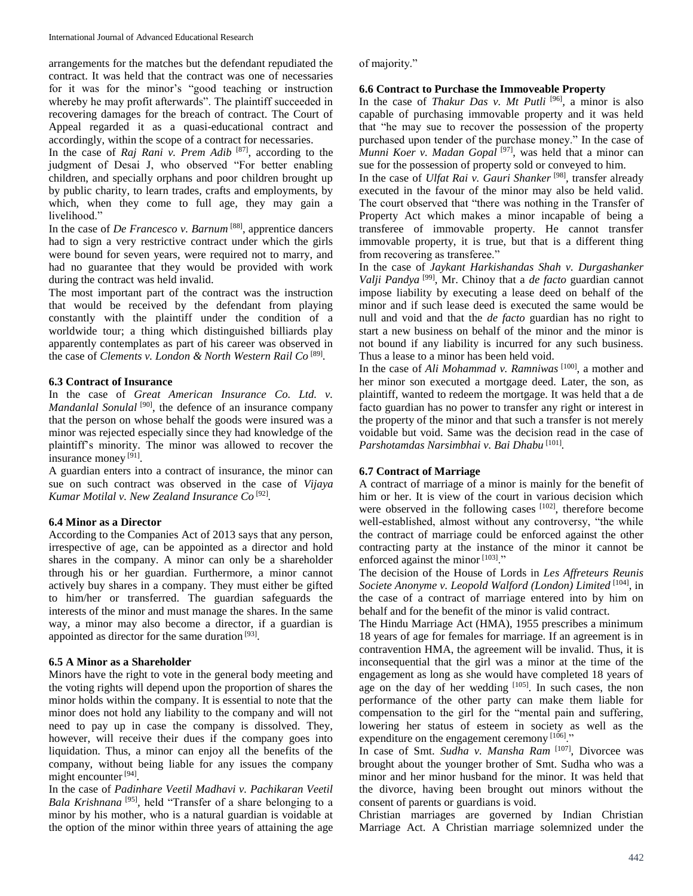arrangements for the matches but the defendant repudiated the contract. It was held that the contract was one of necessaries for it was for the minor's "good teaching or instruction whereby he may profit afterwards". The plaintiff succeeded in recovering damages for the breach of contract. The Court of Appeal regarded it as a quasi-educational contract and accordingly, within the scope of a contract for necessaries.

In the case of *Raj Rani v. Prem Adib* [87], according to the judgment of Desai J, who observed "For better enabling children, and specially orphans and poor children brought up by public charity, to learn trades, crafts and employments, by which, when they come to full age, they may gain a livelihood."

In the case of *De Francesco v. Barnum* [88], apprentice dancers had to sign a very restrictive contract under which the girls were bound for seven years, were required not to marry, and had no guarantee that they would be provided with work during the contract was held invalid.

The most important part of the contract was the instruction that would be received by the defendant from playing constantly with the plaintiff under the condition of a worldwide tour; a thing which distinguished billiards play apparently contemplates as part of his career was observed in the case of *Clements v. London & North Western Rail Co* [89].

### 6.3 Contract of Insurance

In the case of *Great American Insurance Co. Ltd. v. Mandanlal Sonulal* [90], the defence of an insurance company that the person on whose behalf the goods were insured was a minor was rejected especially since they had knowledge of the plaintiff's minority. The minor was allowed to recover the insurance money [91].

A guardian enters into a contract of insurance, the minor can sue on such contract was observed in the case of *Vijaya Kumar Motilal v. New Zealand Insurance Co* [92].

### 6.4 Minor as a Director

According to the Companies Act of 2013 says that any person, irrespective of age, can be appointed as a director and hold shares in the company. A minor can only be a shareholder through his or her guardian. Furthermore, a minor cannot actively buy shares in a company. They must either be gifted to him/her or transferred. The guardian safeguards the interests of the minor and must manage the shares. In the same way, a minor may also become a director, if a guardian is appointed as director for the same duration [93].

### 6.5 A Minor as a Shareholder

Minors have the right to vote in the general body meeting and the voting rights will depend upon the proportion of shares the minor holds within the company. It is essential to note that the minor does not hold any liability to the company and will not need to pay up in case the company is dissolved. They, however, will receive their dues if the company goes into liquidation. Thus, a minor can enjoy all the benefits of the company, without being liable for any issues the company might encounter [94].

In the case of *Padinhare Veetil Madhavi v. Pachikaran Veetil Bala Krishnana* [95], held "Transfer of a share belonging to a minor by his mother, who is a natural guardian is voidable at the option of the minor within three years of attaining the age of majority."

### 6.6 Contract to Purchase the Immoveable Property

In the case of *Thakur Das v. Mt Putli* [96], a minor is also capable of purchasing immovable property and it was held that "he may sue to recover the possession of the property purchased upon tender of the purchase money." In the case of *Munni Koer v. Madan Gopal* [97], was held that a minor can sue for the possession of property sold or conveyed to him.

In the case of *Ulfat Rai v. Gauri Shanker* [98], transfer already executed in the favour of the minor may also be held valid. The court observed that "there was nothing in the Transfer of Property Act which makes a minor incapable of being a transferee of immovable property. He cannot transfer immovable property, it is true, but that is a different thing from recovering as transferee."

In the case of *Jaykant Harkishandas Shah v. Durgashanker Valji Pandya* [99], Mr. Chinoy that a *de facto* guardian cannot impose liability by executing a lease deed on behalf of the minor and if such lease deed is executed the same would be null and void and that the *de facto* guardian has no right to start a new business on behalf of the minor and the minor is not bound if any liability is incurred for any such business. Thus a lease to a minor has been held void.

In the case of *Ali Mohammad v. Ramniwas* [100], a mother and her minor son executed a mortgage deed. Later, the son, as plaintiff, wanted to redeem the mortgage. It was held that a de facto guardian has no power to transfer any right or interest in the property of the minor and that such a transfer is not merely voidable but void. Same was the decision read in the case of *Parshotamdas Narsimbhai v. Bai Dhabu* [101].

### 6.7 Contract of Marriage

A contract of marriage of a minor is mainly for the benefit of him or her. It is view of the court in various decision which were observed in the following cases [102], therefore become well-established, almost without any controversy, "the while the contract of marriage could be enforced against the other contracting party at the instance of the minor it cannot be enforced against the minor [103]."

The decision of the House of Lords in *Les Affreteurs Reunis Societe Anonyme v. Leopold Walford (London) Limited* [104], in the case of a contract of marriage entered into by him on behalf and for the benefit of the minor is valid contract.

The Hindu Marriage Act (HMA), 1955 prescribes a minimum 18 years of age for females for marriage. If an agreement is in contravention HMA, the agreement will be invalid. Thus, it is inconsequential that the girl was a minor at the time of the engagement as long as she would have completed 18 years of age on the day of her wedding [105]. In such cases, the non performance of the other party can make them liable for compensation to the girl for the "mental pain and suffering, lowering her status of esteem in society as well as the expenditure on the engagement ceremony [106]."

In case of Smt. *Sudha v. Mansha Ram* [107], Divorcee was brought about the younger brother of Smt. Sudha who was a minor and her minor husband for the minor. It was held that the divorce, having been brought out minors without the consent of parents or guardians is void.

Christian marriages are governed by Indian Christian Marriage Act. A Christian marriage solemnized under the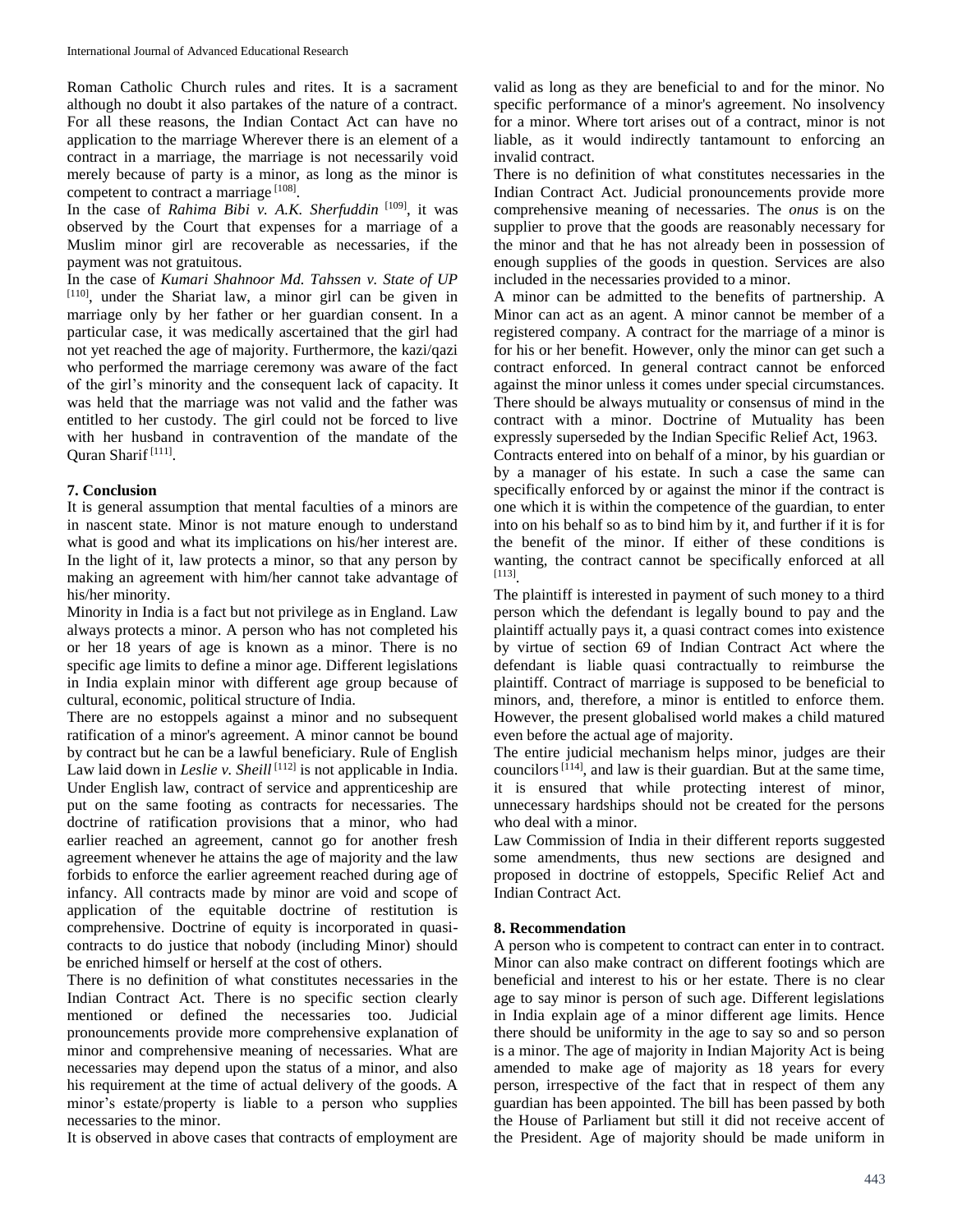Roman Catholic Church rules and rites. It is a sacrament although no doubt it also partakes of the nature of a contract. For all these reasons, the Indian Contact Act can have no application to the marriage Wherever there is an element of a contract in a marriage, the marriage is not necessarily void merely because of party is a minor, as long as the minor is competent to contract a marriage [108].

In the case of *Rahima Bibi v. A.K. Sherfuddin* [109], it was observed by the Court that expenses for a marriage of a Muslim minor girl are recoverable as necessaries, if the payment was not gratuitous.

In the case of *Kumari Shahnoor Md. Tahssen v. State of UP* [110], under the Shariat law, a minor girl can be given in marriage only by her father or her guardian consent. In a particular case, it was medically ascertained that the girl had not yet reached the age of majority. Furthermore, the kazi/qazi who performed the marriage ceremony was aware of the fact of the girl's minority and the consequent lack of capacity. It was held that the marriage was not valid and the father was entitled to her custody. The girl could not be forced to live with her husband in contravention of the mandate of the Quran Sharif [111].

## 7. Conclusion

It is general assumption that mental faculties of a minors are in nascent state. Minor is not mature enough to understand what is good and what its implications on his/her interest are. In the light of it, law protects a minor, so that any person by making an agreement with him/her cannot take advantage of his/her minority.

Minority in India is a fact but not privilege as in England. Law always protects a minor. A person who has not completed his or her 18 years of age is known as a minor. There is no specific age limits to define a minor age. Different legislations in India explain minor with different age group because of cultural, economic, political structure of India.

There are no estoppels against a minor and no subsequent ratification of a minor's agreement. A minor cannot be bound by contract but he can be a lawful beneficiary. Rule of English Law laid down in *Leslie v. Sheill* [112] is not applicable in India. Under English law, contract of service and apprenticeship are put on the same footing as contracts for necessaries. The doctrine of ratification provisions that a minor, who had earlier reached an agreement, cannot go for another fresh agreement whenever he attains the age of majority and the law forbids to enforce the earlier agreement reached during age of infancy. All contracts made by minor are void and scope of application of the equitable doctrine of restitution is comprehensive. Doctrine of equity is incorporated in quasi-contracts to do justice that nobody (including Minor) should be enriched himself or herself at the cost of others.

There is no definition of what constitutes necessaries in the Indian Contract Act. There is no specific section clearly mentioned or defined the necessaries too. Judicial pronouncements provide more comprehensive explanation of minor and comprehensive meaning of necessaries. What are necessaries may depend upon the status of a minor, and also his requirement at the time of actual delivery of the goods. A minor's estate/property is liable to a person who supplies necessaries to the minor.

It is observed in above cases that contracts of employment are valid as long as they are beneficial to and for the minor. No specific performance of a minor's agreement. No insolvency for a minor. Where tort arises out of a contract, minor is not liable, as it would indirectly tantamount to enforcing an invalid contract.

There is no definition of what constitutes necessaries in the Indian Contract Act. Judicial pronouncements provide more comprehensive meaning of necessaries. The *onus* is on the supplier to prove that the goods are reasonably necessary for the minor and that he has not already been in possession of enough supplies of the goods in question. Services are also included in the necessaries provided to a minor.

A minor can be admitted to the benefits of partnership. A Minor can act as an agent. A minor cannot be member of a registered company. A contract for the marriage of a minor is for his or her benefit. However, only the minor can get such a contract enforced. In general contract cannot be enforced against the minor unless it comes under special circumstances. There should be always mutuality or consensus of mind in the contract with a minor. Doctrine of Mutuality has been expressly superseded by the Indian Specific Relief Act, 1963.

Contracts entered into on behalf of a minor, by his guardian or by a manager of his estate. In such a case the same can specifically enforced by or against the minor if the contract is one which it is within the competence of the guardian, to enter into on his behalf so as to bind him by it, and further if it is for the benefit of the minor. If either of these conditions is wanting, the contract cannot be specifically enforced at all [113].

The plaintiff is interested in payment of such money to a third person which the defendant is legally bound to pay and the plaintiff actually pays it, a quasi contract comes into existence by virtue of section 69 of Indian Contract Act where the defendant is liable quasi contractually to reimburse the plaintiff. Contract of marriage is supposed to be beneficial to minors, and, therefore, a minor is entitled to enforce them. However, the present globalised world makes a child matured even before the actual age of majority.

The entire judicial mechanism helps minor, judges are their councilors [114], and law is their guardian. But at the same time, it is ensured that while protecting interest of minor, unnecessary hardships should not be created for the persons who deal with a minor.

Law Commission of India in their different reports suggested some amendments, thus new sections are designed and proposed in doctrine of estoppels, Specific Relief Act and Indian Contract Act.

## 8. Recommendation

A person who is competent to contract can enter in to contract. Minor can also make contract on different footings which are beneficial and interest to his or her estate. There is no clear age to say minor is person of such age. Different legislations in India explain age of a minor different age limits. Hence there should be uniformity in the age to say so and so person is a minor. The age of majority in Indian Majority Act is being amended to make age of majority as 18 years for every person, irrespective of the fact that in respect of them any guardian has been appointed. The bill has been passed by both the House of Parliament but still it did not receive accent of the President. Age of majority should be made uniform in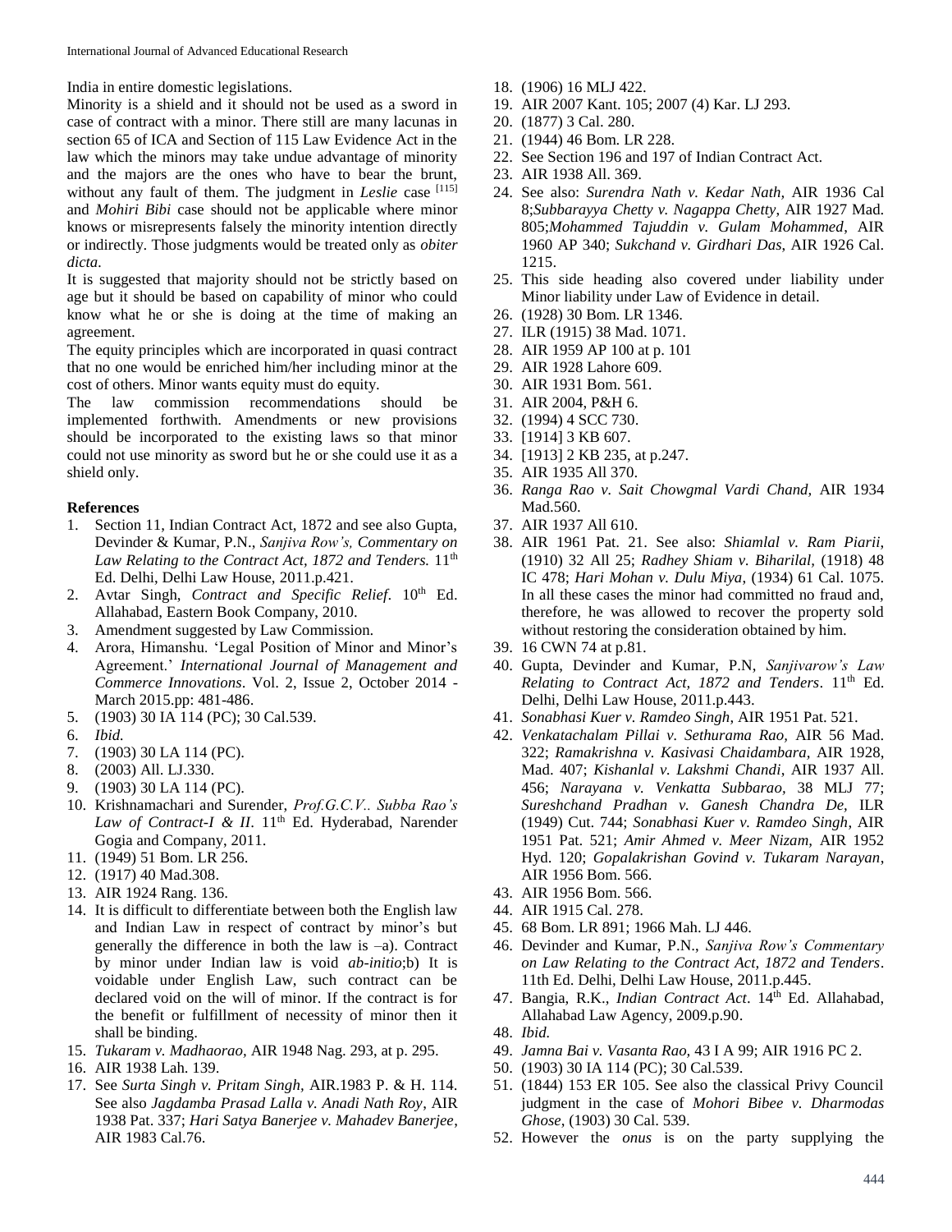India in entire domestic legislations.

Minority is a shield and it should not be used as a sword in case of contract with a minor. There still are many lacunas in section 65 of ICA and Section of 115 Law Evidence Act in the law which the minors may take undue advantage of minority and the majors are the ones who have to bear the brunt, without any fault of them. The judgment in *Leslie* case [115] and *Mohiri Bibi* case should not be applicable where minor knows or misrepresents falsely the minority intention directly or indirectly. Those judgments would be treated only as *obiter dicta*.

It is suggested that majority should not be strictly based on age but it should be based on capability of minor who could know what he or she is doing at the time of making an agreement.

The equity principles which are incorporated in quasi contract that no one would be enriched him/her including minor at the cost of others. Minor wants equity must do equity.

The law commission recommendations should be implemented forthwith. Amendments or new provisions should be incorporated to the existing laws so that minor could not use minority as sword but he or she could use it as a shield only.

### References

1. Section 11, Indian Contract Act, 1872 and see also Gupta, Devinder & Kumar, P.N., *Sanjiva Row's, Commentary on Law Relating to the Contract Act, 1872 and Tenders.* 11th Ed. Delhi, Delhi Law House, 2011.p.421.
2. Avtar Singh, *Contract and Specific Relief*. 10th Ed. Allahabad, Eastern Book Company, 2010.
3. Amendment suggested by Law Commission.
4. Arora, Himanshu. 'Legal Position of Minor and Minor's Agreement.' *International Journal of Management and Commerce Innovations*. Vol. 2, Issue 2, October 2014 - March 2015.pp: 481-486.
5. (1903) 30 IA 114 (PC); 30 Cal.539.
6. *Ibid.*
7. (1903) 30 LA 114 (PC).
8. (2003) All. LJ.330.
9. (1903) 30 LA 114 (PC).
10. Krishnamachari and Surender, *Prof.G.C.V.. Subba Rao's Law of Contract-I & II*. 11th Ed. Hyderabad, Narender Gogia and Company, 2011.
11. (1949) 51 Bom. LR 256.
12. (1917) 40 Mad.308.
13. AIR 1924 Rang. 136.
14. It is difficult to differentiate between both the English law and Indian Law in respect of contract by minor's but generally the difference in both the law is –a). Contract by minor under Indian law is void *ab-initio*;b) It is voidable under English Law, such contract can be declared void on the will of minor. If the contract is for the benefit or fulfillment of necessity of minor then it shall be binding.
15. *Tukaram v. Madhaorao*, AIR 1948 Nag. 293, at p. 295.
16. AIR 1938 Lah. 139.
17. See *Surta Singh v. Pritam Singh*, AIR.1983 P. & H. 114. See also *Jagdamba Prasad Lalla v. Anadi Nath Roy*, AIR 1938 Pat. 337; *Hari Satya Banerjee v. Mahadev Banerjee*, AIR 1983 Cal.76.
18. (1906) 16 MLJ 422.
19. AIR 2007 Kant. 105; 2007 (4) Kar. LJ 293.
20. (1877) 3 Cal. 280.
21. (1944) 46 Bom. LR 228.
22. See Section 196 and 197 of Indian Contract Act.
23. AIR 1938 All. 369.
24. See also: *Surendra Nath v. Kedar Nath*, AIR 1936 Cal 8;*Subbarayya Chetty v. Nagappa Chetty*, AIR 1927 Mad. 805;*Mohammed Tajuddin v. Gulam Mohammed*, AIR 1960 AP 340; *Sukchand v. Girdhari Das*, AIR 1926 Cal. 1215.
25. This side heading also covered under liability under Minor liability under Law of Evidence in detail.
26. (1928) 30 Bom. LR 1346.
27. ILR (1915) 38 Mad. 1071.
28. AIR 1959 AP 100 at p. 101
29. AIR 1928 Lahore 609.
30. AIR 1931 Bom. 561.
31. AIR 2004, P&H 6.
32. (1994) 4 SCC 730.
33. [1914] 3 KB 607.
34. [1913] 2 KB 235, at p.247.
35. AIR 1935 All 370.
36. *Ranga Rao v. Sait Chowgmal Vardi Chand*, AIR 1934 Mad.560.
37. AIR 1937 All 610.
38. AIR 1961 Pat. 21. See also: *Shiamlal v. Ram Piarii*, (1910) 32 All 25; *Radhey Shiam v. Biharilal*, (1918) 48 IC 478; *Hari Mohan v. Dulu Miya*, (1934) 61 Cal. 1075. In all these cases the minor had committed no fraud and, therefore, he was allowed to recover the property sold without restoring the consideration obtained by him.
39. 16 CWN 74 at p.81.
40. Gupta, Devinder and Kumar, P.N, *Sanjivarow's Law Relating to Contract Act, 1872 and Tenders*. 11th Ed. Delhi, Delhi Law House, 2011.p.443.
41. *Sonabhasi Kuer v. Ramdeo Singh*, AIR 1951 Pat. 521.
42. *Venkatachalam Pillai v. Sethurama Rao*, AIR 56 Mad. 322; *Ramakrishna v. Kasivasi Chaidambara*, AIR 1928, Mad. 407; *Kishanlal v. Lakshmi Chandi*, AIR 1937 All. 456; *Narayana v. Venkatta Subbarao*, 38 MLJ 77; *Sureshchand Pradhan v. Ganesh Chandra De*, ILR (1949) Cut. 744; *Sonabhasi Kuer v. Ramdeo Singh*, AIR 1951 Pat. 521; *Amir Ahmed v. Meer Nizam*, AIR 1952 Hyd. 120; *Gopalakrishan Govind v. Tukaram Narayan*, AIR 1956 Bom. 566.
43. AIR 1956 Bom. 566.
44. AIR 1915 Cal. 278.
45. 68 Bom. LR 891; 1966 Mah. LJ 446.
46. Devinder and Kumar, P.N., *Sanjiva Row's Commentary on Law Relating to the Contract Act, 1872 and Tenders*. 11th Ed. Delhi, Delhi Law House, 2011.p.445.
47. Bangia, R.K., *Indian Contract Act*. 14th Ed. Allahabad, Allahabad Law Agency, 2009.p.90.
48. *Ibid.*
49. *Jamna Bai v. Vasanta Rao*, 43 I A 99; AIR 1916 PC 2.
50. (1903) 30 IA 114 (PC); 30 Cal.539.
51. (1844) 153 ER 105. See also the classical Privy Council judgment in the case of *Mohori Bibee v. Dharmodas Ghose*, (1903) 30 Cal. 539.
52. However the *onus* is on the party supplying the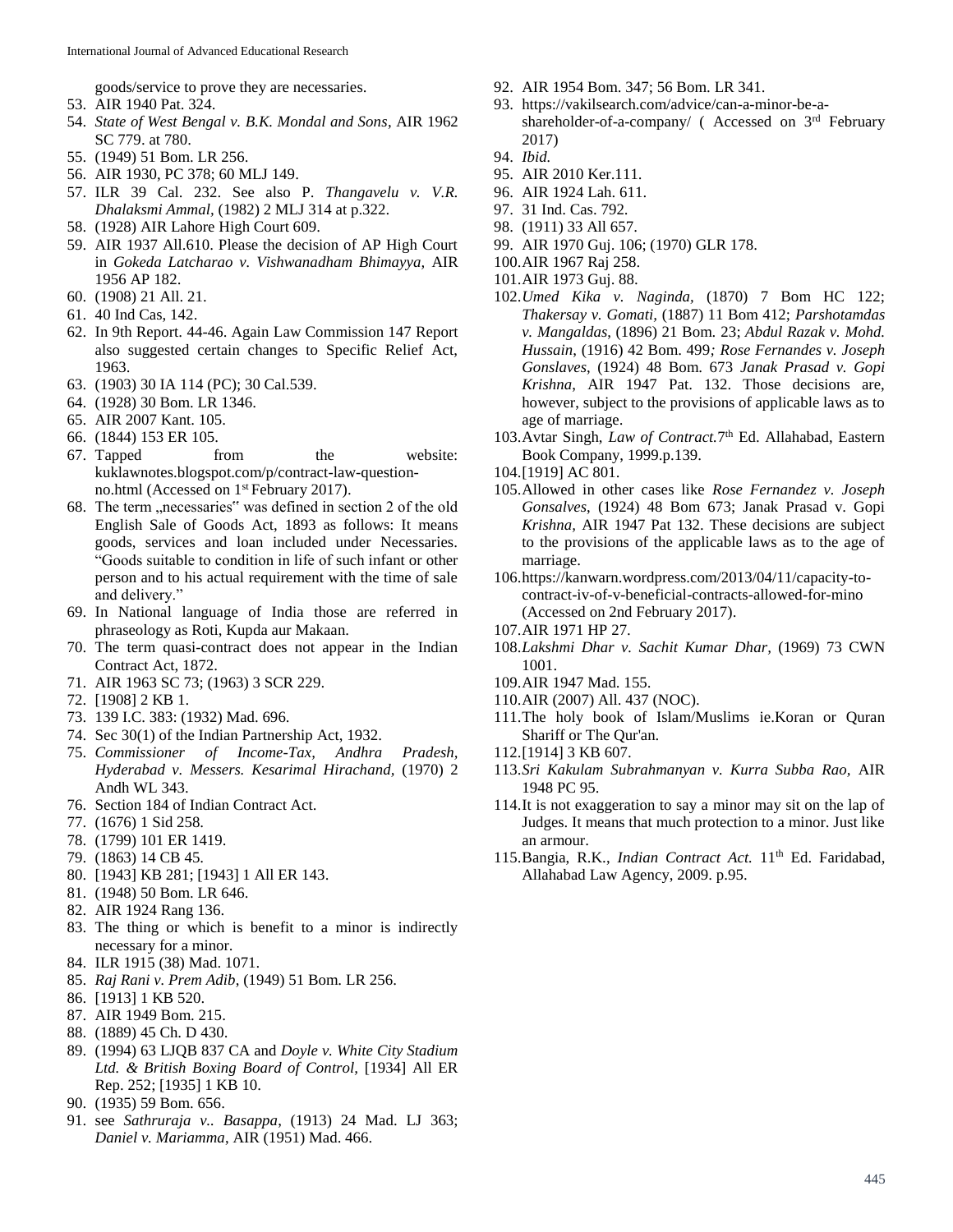goods/service to prove they are necessaries.

53. AIR 1940 Pat. 324.
54. *State of West Bengal v. B.K. Mondal and Sons*, AIR 1962 SC 779. at 780.
55. (1949) 51 Bom. LR 256.
56. AIR 1930, PC 378; 60 MLJ 149.
57. ILR 39 Cal. 232. See also P. *Thangavelu v. V.R. Dhalaksmi Ammal*, (1982) 2 MLJ 314 at p.322.
58. (1928) AIR Lahore High Court 609.
59. AIR 1937 All.610. Please the decision of AP High Court in *Gokeda Latcharao v. Vishwanadham Bhimayya,* AIR 1956 AP 182.
60. (1908) 21 All. 21.
61. 40 Ind Cas, 142.
62. In 9th Report. 44-46. Again Law Commission 147 Report also suggested certain changes to Specific Relief Act, 1963.
63. (1903) 30 IA 114 (PC); 30 Cal.539.
64. (1928) 30 Bom. LR 1346.
65. AIR 2007 Kant. 105.
66. (1844) 153 ER 105.
67. Tapped from the website: kuklawnotes.blogspot.com/p/contract-law-question-no.html (Accessed on 1st February 2017).
68. The term „necessaries" was defined in section 2 of the old English Sale of Goods Act, 1893 as follows: It means goods, services and loan included under Necessaries. "Goods suitable to condition in life of such infant or other person and to his actual requirement with the time of sale and delivery."
69. In National language of India those are referred in phraseology as Roti, Kupda aur Makaan.
70. The term quasi-contract does not appear in the Indian Contract Act, 1872.
71. AIR 1963 SC 73; (1963) 3 SCR 229.
72. [1908] 2 KB 1.
73. 139 I.C. 383: (1932) Mad. 696.
74. Sec 30(1) of the Indian Partnership Act, 1932.
75. *Commissioner of Income-Tax, Andhra Pradesh, Hyderabad v. Messers. Kesarimal Hirachand*, (1970) 2 Andh WL 343.
76. Section 184 of Indian Contract Act.
77. (1676) 1 Sid 258.
78. (1799) 101 ER 1419.
79. (1863) 14 CB 45.
80. [1943] KB 281; [1943] 1 All ER 143.
81. (1948) 50 Bom. LR 646.
82. AIR 1924 Rang 136.
83. The thing or which is benefit to a minor is indirectly necessary for a minor.
84. ILR 1915 (38) Mad. 1071.
85. *Raj Rani v. Prem Adib*, (1949) 51 Bom. LR 256.
86. [1913] 1 KB 520.
87. AIR 1949 Bom. 215.
88. (1889) 45 Ch. D 430.
89. (1994) 63 LJQB 837 CA and *Doyle v. White City Stadium Ltd. & British Boxing Board of Control*, [1934] All ER Rep. 252; [1935] 1 KB 10.
90. (1935) 59 Bom. 656.
91. see *Sathruraja v.. Basappa*, (1913) 24 Mad. LJ 363; *Daniel v. Mariamma*, AIR (1951) Mad. 466.
92. AIR 1954 Bom. 347; 56 Bom. LR 341.
93. https://vakilsearch.com/advice/can-a-minor-be-a-shareholder-of-a-company/ ( Accessed on 3rd February 2017)
94. *Ibid.*
95. AIR 2010 Ker.111.
96. AIR 1924 Lah. 611.
97. 31 Ind. Cas. 792.
98. (1911) 33 All 657.
99. AIR 1970 Guj. 106; (1970) GLR 178.
100. AIR 1967 Raj 258.
101. AIR 1973 Guj. 88.
102. *Umed Kika v. Naginda*, (1870) 7 Bom HC 122; *Thakersay v. Gomati*, (1887) 11 Bom 412; *Parshotamdas v. Mangaldas*, (1896) 21 Bom. 23; *Abdul Razak v. Mohd. Hussain*, (1916) 42 Bom. 499*; Rose Fernandes v. Joseph Gonslaves*, (1924) 48 Bom. 673 *Janak Prasad v. Gopi Krishna*, AIR 1947 Pat. 132. Those decisions are, however, subject to the provisions of applicable laws as to age of marriage.
103. Avtar Singh, *Law of Contract.*7th Ed. Allahabad, Eastern Book Company, 1999.p.139.
104. [1919] AC 801.
105. Allowed in other cases like *Rose Fernandez v. Joseph Gonsalves*, (1924) 48 Bom 673; Janak Prasad v. Gopi *Krishna*, AIR 1947 Pat 132. These decisions are subject to the provisions of the applicable laws as to the age of marriage.
106. https://kanwarn.wordpress.com/2013/04/11/capacity-to-contract-iv-of-v-beneficial-contracts-allowed-for-mino (Accessed on 2nd February 2017).
107. AIR 1971 HP 27.
108. *Lakshmi Dhar v. Sachit Kumar Dhar*, (1969) 73 CWN 1001.
109. AIR 1947 Mad. 155.
110. AIR (2007) All. 437 (NOC).
111. The holy book of Islam/Muslims ie.Koran or Quran Shariff or The Qur'an.
112. [1914] 3 KB 607.
113. *Sri Kakulam Subrahmanyan v. Kurra Subba Rao,* AIR 1948 PC 95.
114. It is not exaggeration to say a minor may sit on the lap of Judges. It means that much protection to a minor. Just like an armour.
115. Bangia, R.K., *Indian Contract Act.* 11th Ed. Faridabad, Allahabad Law Agency, 2009. p.95.